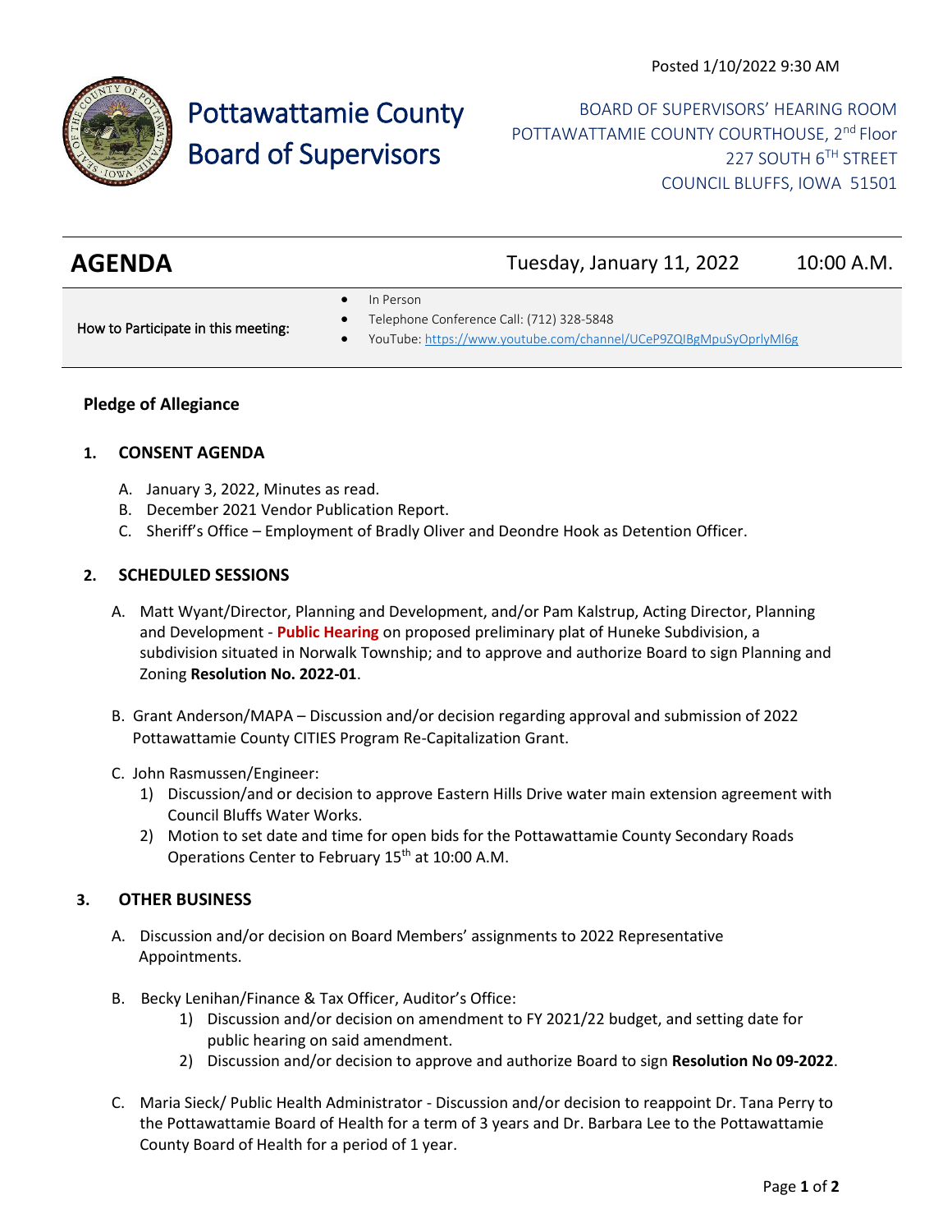Posted 1/10/2022 9:30 AM

# Pottawattamie County Board of Supervisors

BOARD OF SUPERVISORS' HEARING ROOM
POTTAWATTAMIE COUNTY COURTHOUSE, 2nd Floor
227 SOUTH 6TH STREET
COUNCIL BLUFFS, IOWA 51501

## AGENDA

Tuesday, January 11, 2022 10:00 A.M.

How to Participate in this meeting:

- In Person
- Telephone Conference Call: (712) 328-5848
- YouTube: https://www.youtube.com/channel/UCeP9ZQIBgMpuSyOprlyMl6g

### Pledge of Allegiance

### 1. CONSENT AGENDA

A. January 3, 2022, Minutes as read.
B. December 2021 Vendor Publication Report.
C. Sheriff's Office – Employment of Bradly Oliver and Deondre Hook as Detention Officer.

### 2. SCHEDULED SESSIONS

A. Matt Wyant/Director, Planning and Development, and/or Pam Kalstrup, Acting Director, Planning and Development - **Public Hearing** on proposed preliminary plat of Huneke Subdivision, a subdivision situated in Norwalk Township; and to approve and authorize Board to sign Planning and Zoning **Resolution No. 2022-01**.

B. Grant Anderson/MAPA – Discussion and/or decision regarding approval and submission of 2022 Pottawattamie County CITIES Program Re-Capitalization Grant.

C. John Rasmussen/Engineer:
1) Discussion/and or decision to approve Eastern Hills Drive water main extension agreement with Council Bluffs Water Works.
2) Motion to set date and time for open bids for the Pottawattamie County Secondary Roads Operations Center to February 15th at 10:00 A.M.

### 3. OTHER BUSINESS

A. Discussion and/or decision on Board Members' assignments to 2022 Representative Appointments.

B. Becky Lenihan/Finance & Tax Officer, Auditor's Office:
1) Discussion and/or decision on amendment to FY 2021/22 budget, and setting date for public hearing on said amendment.
2) Discussion and/or decision to approve and authorize Board to sign **Resolution No 09-2022**.

C. Maria Sieck/ Public Health Administrator - Discussion and/or decision to reappoint Dr. Tana Perry to the Pottawattamie Board of Health for a term of 3 years and Dr. Barbara Lee to the Pottawattamie County Board of Health for a period of 1 year.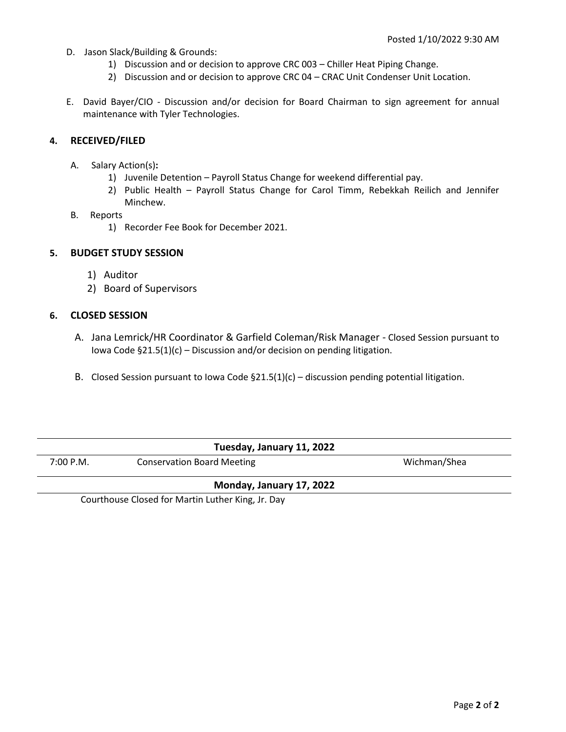Posted 1/10/2022 9:30 AM

D. Jason Slack/Building & Grounds:
   1) Discussion and or decision to approve CRC 003 – Chiller Heat Piping Change.
   2) Discussion and or decision to approve CRC 04 – CRAC Unit Condenser Unit Location.

E. David Bayer/CIO - Discussion and/or decision for Board Chairman to sign agreement for annual maintenance with Tyler Technologies.

## 4. RECEIVED/FILED

A. Salary Action(s):
   1) Juvenile Detention – Payroll Status Change for weekend differential pay.
   2) Public Health – Payroll Status Change for Carol Timm, Rebekkah Reilich and Jennifer Minchew.

B. Reports
   1) Recorder Fee Book for December 2021.

## 5. BUDGET STUDY SESSION

1) Auditor
2) Board of Supervisors

## 6. CLOSED SESSION

A. Jana Lemrick/HR Coordinator & Garfield Coleman/Risk Manager - Closed Session pursuant to Iowa Code §21.5(1)(c) – Discussion and/or decision on pending litigation.

B. Closed Session pursuant to Iowa Code §21.5(1)(c) – discussion pending potential litigation.

| Tuesday, January 11, 2022 | | |
|---|---|---|
| 7:00 P.M. | Conservation Board Meeting | Wichman/Shea |

| Monday, January 17, 2022 |
|---|
| Courthouse Closed for Martin Luther King, Jr. Day |